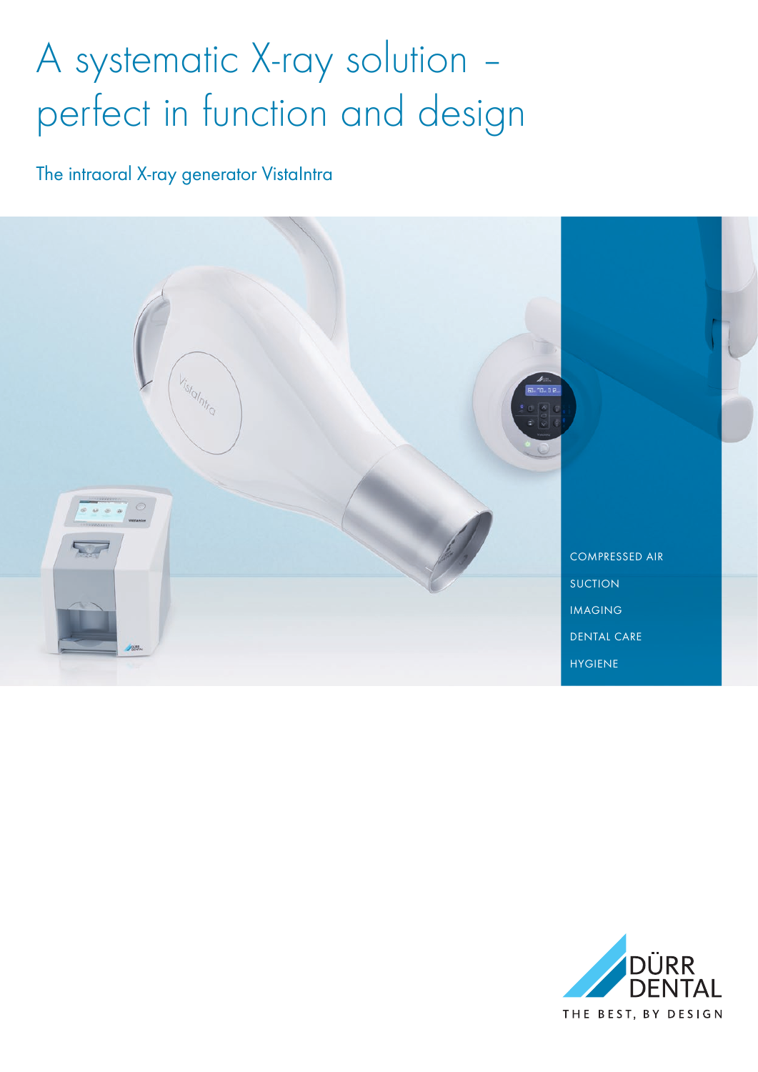# A systematic X-ray solution – perfect in function and design

The intraoral X-ray generator VistaIntra

COMPRESSED AIR

SUCTION

IMAGING

DENTAL CARE

HYGIENE

DÜRR DENTAL

THE BEST, BY DESIGN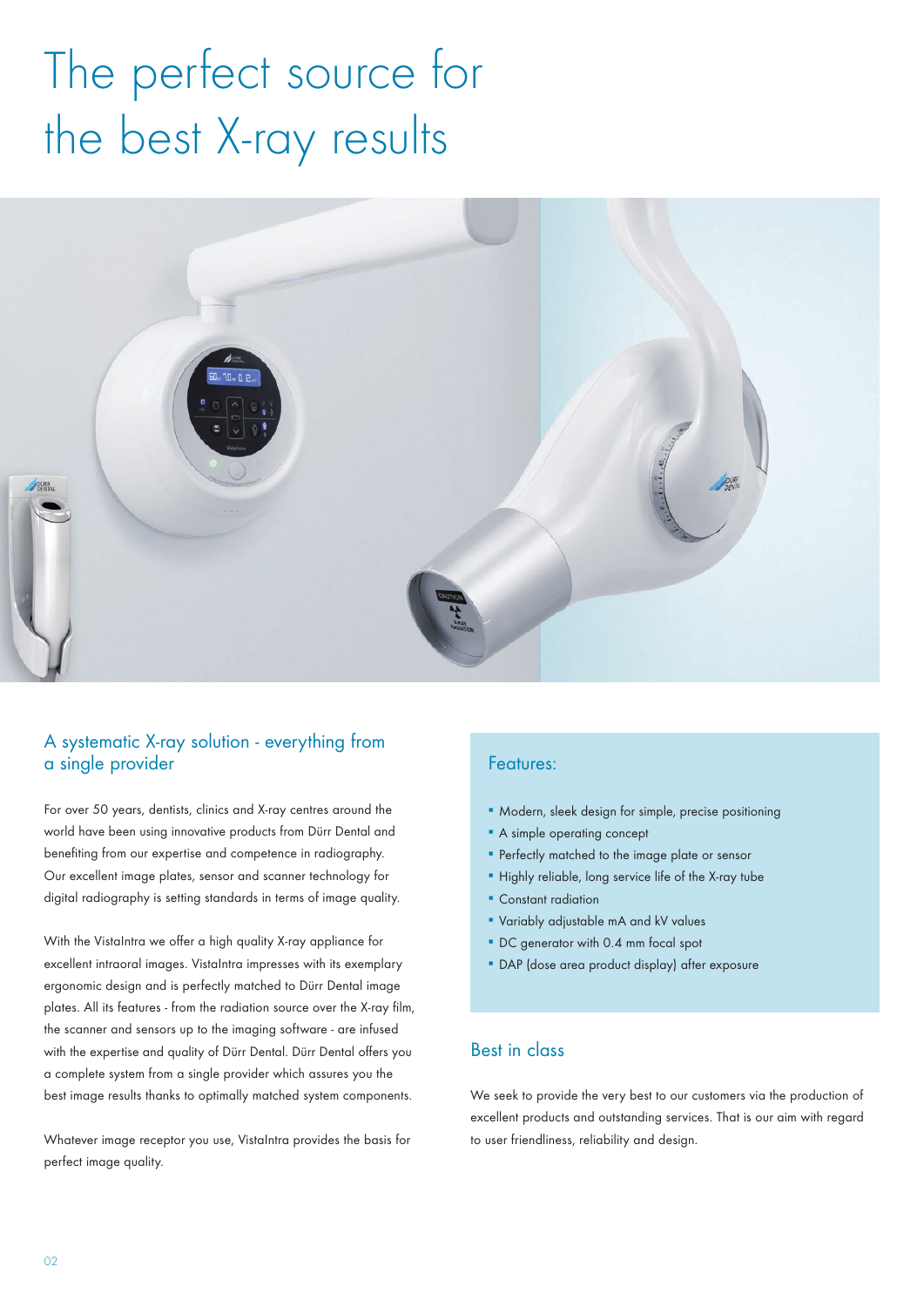# The perfect source for the best X-ray results

## A systematic X-ray solution - everything from a single provider

For over 50 years, dentists, clinics and X-ray centres around the world have been using innovative products from Dürr Dental and benefiting from our expertise and competence in radiography. Our excellent image plates, sensor and scanner technology for digital radiography is setting standards in terms of image quality.

With the VistaIntra we offer a high quality X-ray appliance for excellent intraoral images. VistaIntra impresses with its exemplary ergonomic design and is perfectly matched to Dürr Dental image plates. All its features - from the radiation source over the X-ray film, the scanner and sensors up to the imaging software - are infused with the expertise and quality of Dürr Dental. Dürr Dental offers you a complete system from a single provider which assures you the best image results thanks to optimally matched system components.

Whatever image receptor you use, VistaIntra provides the basis for perfect image quality.

## Features:

- Modern, sleek design for simple, precise positioning
- A simple operating concept
- Perfectly matched to the image plate or sensor
- Highly reliable, long service life of the X-ray tube
- Constant radiation
- Variably adjustable mA and kV values
- DC generator with 0.4 mm focal spot
- DAP (dose area product display) after exposure

## Best in class

We seek to provide the very best to our customers via the production of excellent products and outstanding services. That is our aim with regard to user friendliness, reliability and design.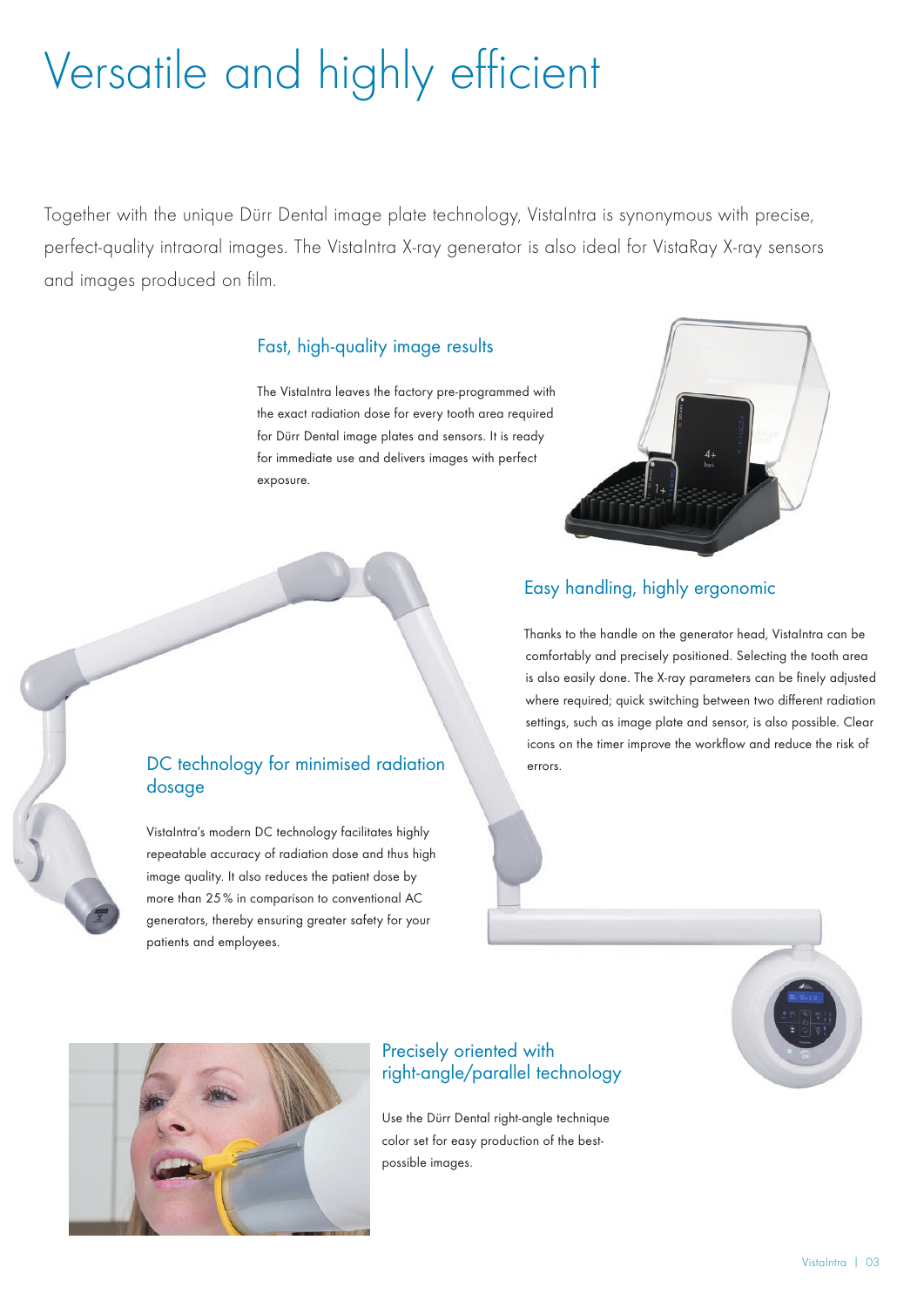# Versatile and highly efficient

Together with the unique Dürr Dental image plate technology, VistaIntra is synonymous with precise, perfect-quality intraoral images. The VistaIntra X-ray generator is also ideal for VistaRay X-ray sensors and images produced on film.

## Fast, high-quality image results

The VistaIntra leaves the factory pre-programmed with the exact radiation dose for every tooth area required for Dürr Dental image plates and sensors. It is ready for immediate use and delivers images with perfect exposure.

## Easy handling, highly ergonomic

Thanks to the handle on the generator head, VistaIntra can be comfortably and precisely positioned. Selecting the tooth area is also easily done. The X-ray parameters can be finely adjusted where required; quick switching between two different radiation settings, such as image plate and sensor, is also possible. Clear icons on the timer improve the workflow and reduce the risk of errors.

## DC technology for minimised radiation dosage

VistaIntra's modern DC technology facilitates highly repeatable accuracy of radiation dose and thus high image quality. It also reduces the patient dose by more than 25 % in comparison to conventional AC generators, thereby ensuring greater safety for your patients and employees.

## Precisely oriented with right-angle/parallel technology

Use the Dürr Dental right-angle technique color set for easy production of the best-possible images.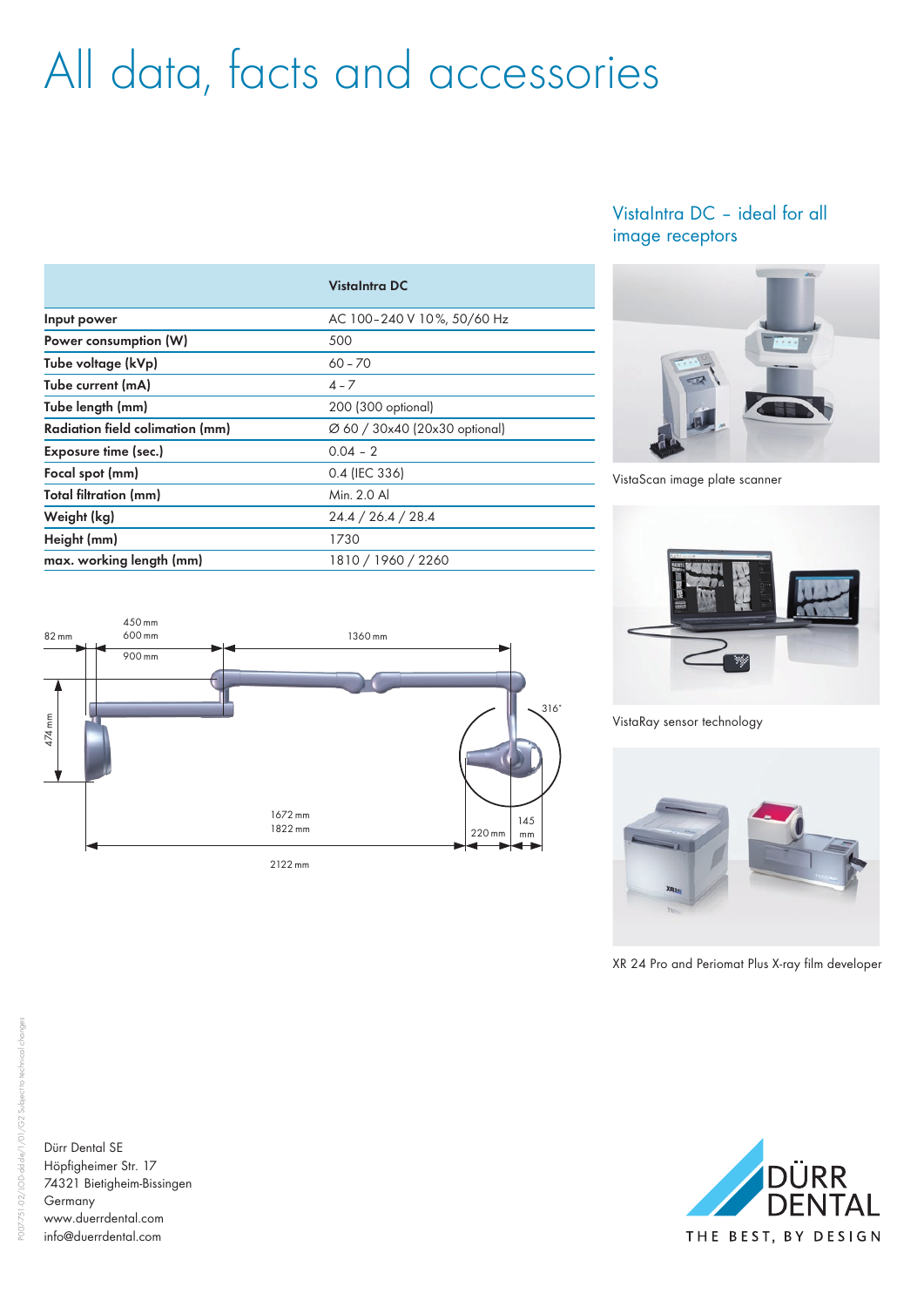# All data, facts and accessories

| | VistaIntra DC |
|---|---|
| Input power | AC 100–240 V 10%, 50/60 Hz |
| Power consumption (W) | 500 |
| Tube voltage (kVp) | 60 – 70 |
| Tube current (mA) | 4 – 7 |
| Tube length (mm) | 200 (300 optional) |
| Radiation field colimation (mm) | Ø 60 / 30x40 (20x30 optional) |
| Exposure time (sec.) | 0.04 – 2 |
| Focal spot (mm) | 0.4 (IEC 336) |
| Total filtration (mm) | Min. 2.0 Al |
| Weight (kg) | 24.4 / 26.4 / 28.4 |
| Height (mm) | 1730 |
| max. working length (mm) | 1810 / 1960 / 2260 |

82 mm
450 mm
600 mm
900 mm
1360 mm
474 mm
316°
1672 mm
1822 mm
2122 mm
220 mm
145 mm

## VistaIntra DC – ideal for all image receptors

VistaScan image plate scanner

VistaRay sensor technology

XR 24 Pro and Periomat Plus X-ray film developer

Dürr Dental SE
Höpfigheimer Str. 17
74321 Bietigheim-Bissingen
Germany
www.duerrdental.com
info@duerrdental.com

P007-751-02/OD-dd-de/1/01/G2 Subject to technical changes

DÜRR DENTAL
THE BEST, BY DESIGN